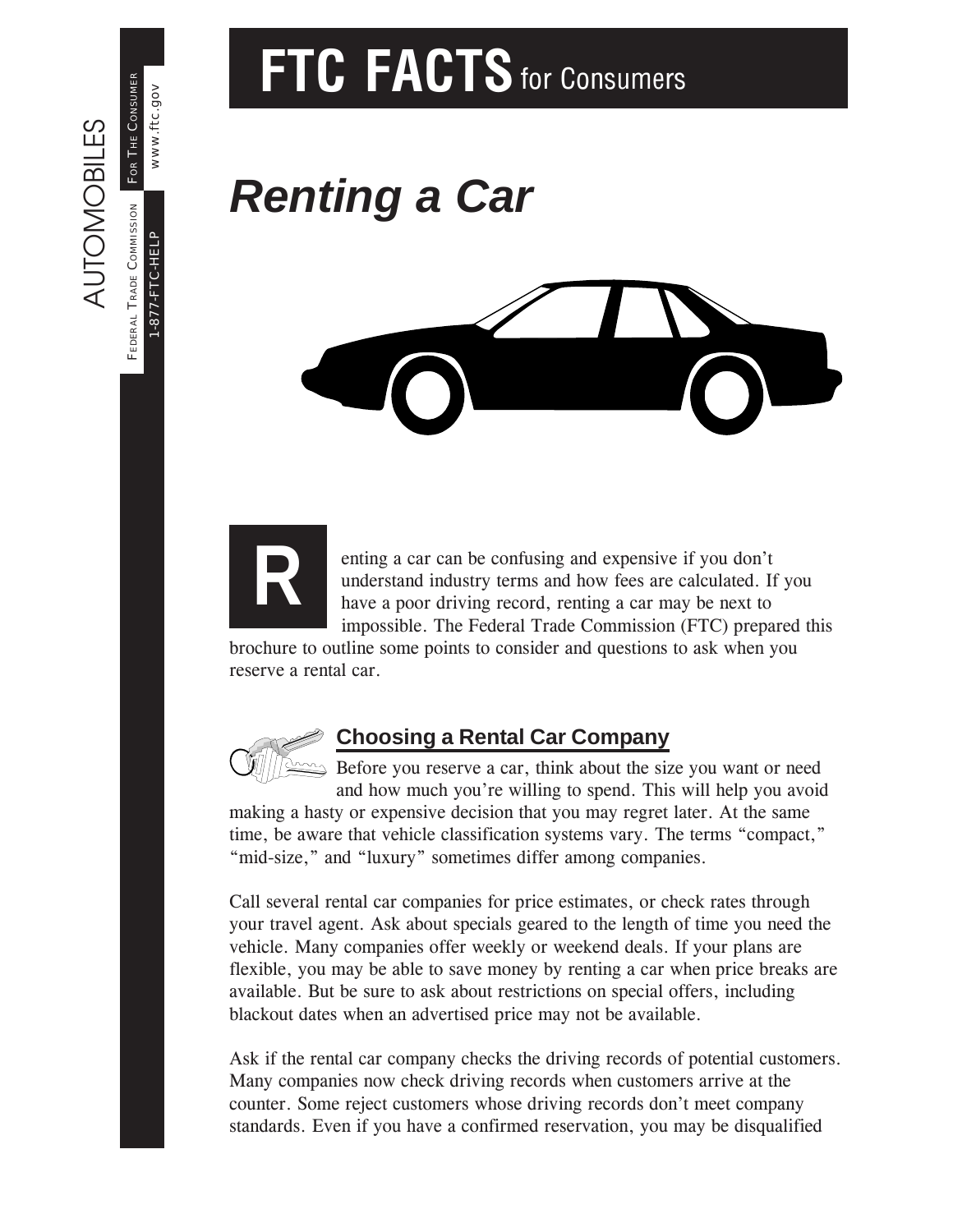AUTOMOBILES

FEDERAL TRADE COMMISSION FOR THE CONSUMER

1-877-FTC-HELP www.ftc.gov

# FTC FACTS for Consumers

# *Renting a Car*

Renting a car can be confusing and expensive if you don't understand industry terms and how fees are calculated. If you have a poor driving record, renting a car may be next to impossible. The Federal Trade Commission (FTC) prepared this brochure to outline some points to consider and questions to ask when you reserve a rental car.

## Choosing a Rental Car Company

Before you reserve a car, think about the size you want or need and how much you're willing to spend. This will help you avoid making a hasty or expensive decision that you may regret later. At the same time, be aware that vehicle classification systems vary. The terms "compact," "mid-size," and "luxury" sometimes differ among companies.

Call several rental car companies for price estimates, or check rates through your travel agent. Ask about specials geared to the length of time you need the vehicle. Many companies offer weekly or weekend deals. If your plans are flexible, you may be able to save money by renting a car when price breaks are available. But be sure to ask about restrictions on special offers, including blackout dates when an advertised price may not be available.

Ask if the rental car company checks the driving records of potential customers. Many companies now check driving records when customers arrive at the counter. Some reject customers whose driving records don't meet company standards. Even if you have a confirmed reservation, you may be disqualified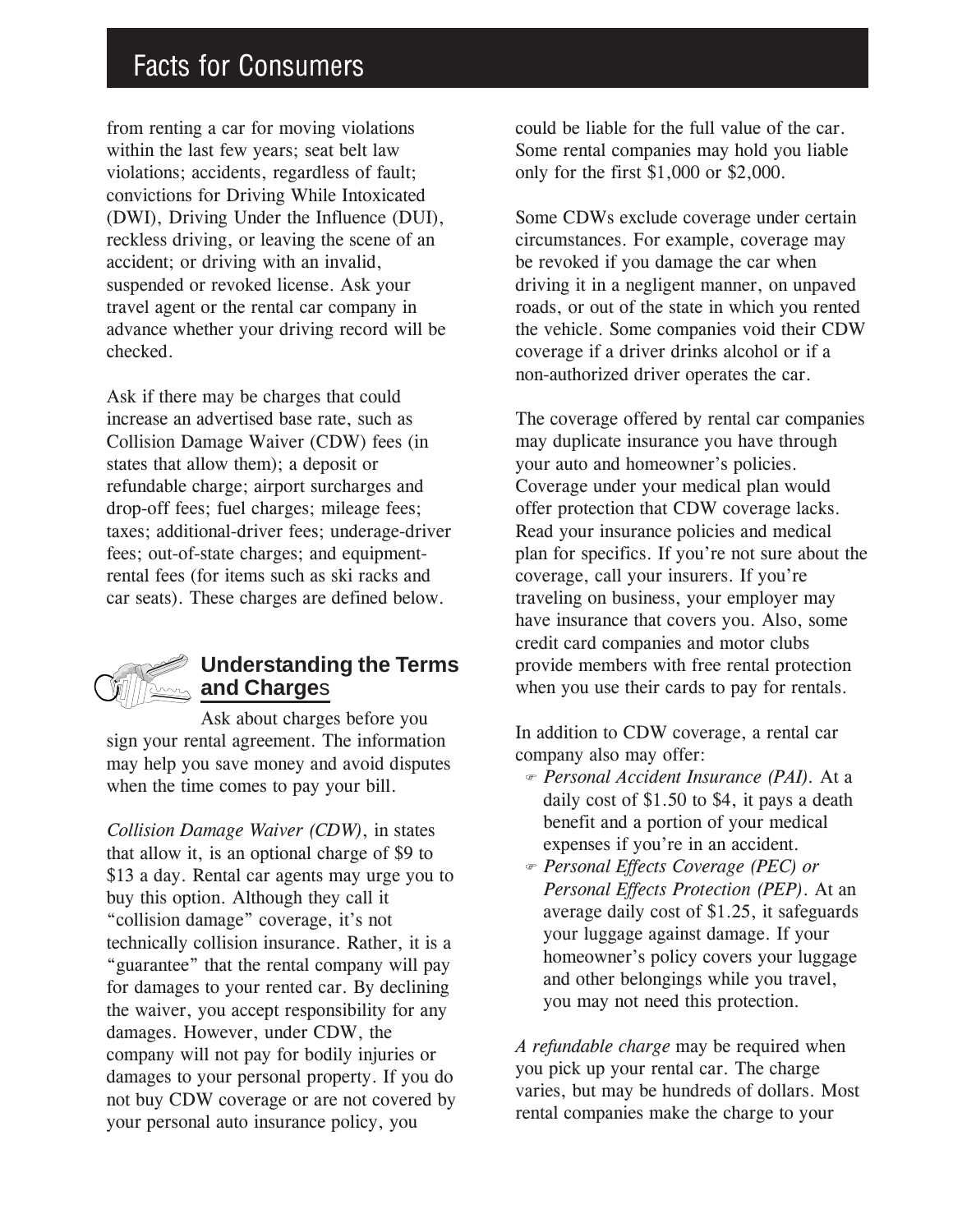from renting a car for moving violations within the last few years; seat belt law violations; accidents, regardless of fault; convictions for Driving While Intoxicated (DWI), Driving Under the Influence (DUI), reckless driving, or leaving the scene of an accident; or driving with an invalid, suspended or revoked license. Ask your travel agent or the rental car company in advance whether your driving record will be checked.

Ask if there may be charges that could increase an advertised base rate, such as Collision Damage Waiver (CDW) fees (in states that allow them); a deposit or refundable charge; airport surcharges and drop-off fees; fuel charges; mileage fees; taxes; additional-driver fees; underage-driver fees; out-of-state charges; and equipment-rental fees (for items such as ski racks and car seats). These charges are defined below.

## Understanding the Terms and Charges

Ask about charges before you sign your rental agreement. The information may help you save money and avoid disputes when the time comes to pay your bill.

*Collision Damage Waiver (CDW)*, in states that allow it, is an optional charge of $9 to $13 a day. Rental car agents may urge you to buy this option. Although they call it "collision damage" coverage, it's not technically collision insurance. Rather, it is a "guarantee" that the rental company will pay for damages to your rented car. By declining the waiver, you accept responsibility for any damages. However, under CDW, the company will not pay for bodily injuries or damages to your personal property. If you do not buy CDW coverage or are not covered by your personal auto insurance policy, you could be liable for the full value of the car. Some rental companies may hold you liable only for the first $1,000 or $2,000.

Some CDWs exclude coverage under certain circumstances. For example, coverage may be revoked if you damage the car when driving it in a negligent manner, on unpaved roads, or out of the state in which you rented the vehicle. Some companies void their CDW coverage if a driver drinks alcohol or if a non-authorized driver operates the car.

The coverage offered by rental car companies may duplicate insurance you have through your auto and homeowner's policies. Coverage under your medical plan would offer protection that CDW coverage lacks. Read your insurance policies and medical plan for specifics. If you're not sure about the coverage, call your insurers. If you're traveling on business, your employer may have insurance that covers you. Also, some credit card companies and motor clubs provide members with free rental protection when you use their cards to pay for rentals.

In addition to CDW coverage, a rental car company also may offer:

- *Personal Accident Insurance (PAI)*. At a daily cost of $1.50 to $4, it pays a death benefit and a portion of your medical expenses if you're in an accident.
- *Personal Effects Coverage (PEC) or Personal Effects Protection (PEP)*. At an average daily cost of $1.25, it safeguards your luggage against damage. If your homeowner's policy covers your luggage and other belongings while you travel, you may not need this protection.

*A refundable charge* may be required when you pick up your rental car. The charge varies, but may be hundreds of dollars. Most rental companies make the charge to your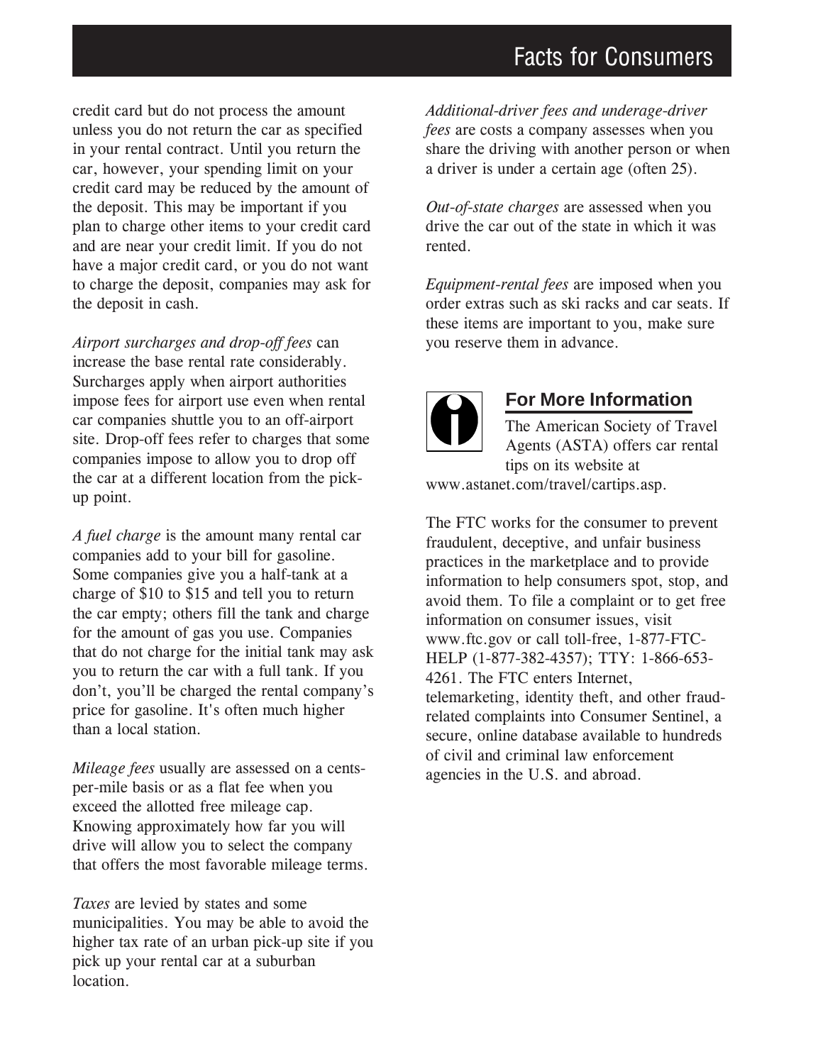credit card but do not process the amount unless you do not return the car as specified in your rental contract. Until you return the car, however, your spending limit on your credit card may be reduced by the amount of the deposit. This may be important if you plan to charge other items to your credit card and are near your credit limit. If you do not have a major credit card, or you do not want to charge the deposit, companies may ask for the deposit in cash.

*Airport surcharges and drop-off fees* can increase the base rental rate considerably. Surcharges apply when airport authorities impose fees for airport use even when rental car companies shuttle you to an off-airport site. Drop-off fees refer to charges that some companies impose to allow you to drop off the car at a different location from the pick-up point.

*A fuel charge* is the amount many rental car companies add to your bill for gasoline. Some companies give you a half-tank at a charge of $10 to $15 and tell you to return the car empty; others fill the tank and charge for the amount of gas you use. Companies that do not charge for the initial tank may ask you to return the car with a full tank. If you don't, you'll be charged the rental company's price for gasoline. It's often much higher than a local station.

*Mileage fees* usually are assessed on a cents-per-mile basis or as a flat fee when you exceed the allotted free mileage cap. Knowing approximately how far you will drive will allow you to select the company that offers the most favorable mileage terms.

*Taxes* are levied by states and some municipalities. You may be able to avoid the higher tax rate of an urban pick-up site if you pick up your rental car at a suburban location.

*Additional-driver fees and underage-driver fees* are costs a company assesses when you share the driving with another person or when a driver is under a certain age (often 25).

*Out-of-state charges* are assessed when you drive the car out of the state in which it was rented.

*Equipment-rental fees* are imposed when you order extras such as ski racks and car seats. If these items are important to you, make sure you reserve them in advance.

## For More Information

The American Society of Travel Agents (ASTA) offers car rental tips on its website at www.astanet.com/travel/cartips.asp.

The FTC works for the consumer to prevent fraudulent, deceptive, and unfair business practices in the marketplace and to provide information to help consumers spot, stop, and avoid them. To file a complaint or to get free information on consumer issues, visit www.ftc.gov or call toll-free, 1-877-FTC-HELP (1-877-382-4357); TTY: 1-866-653-4261. The FTC enters Internet, telemarketing, identity theft, and other fraud-related complaints into Consumer Sentinel, a secure, online database available to hundreds of civil and criminal law enforcement agencies in the U.S. and abroad.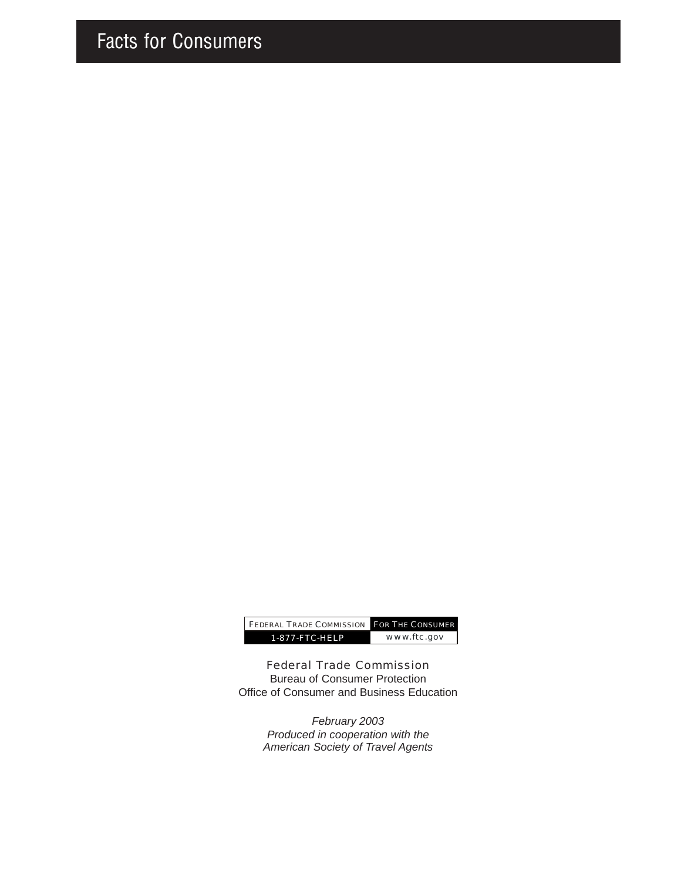Facts for Consumers

| FEDERAL TRADE COMMISSION | FOR THE CONSUMER |
| --- | --- |
| 1-877-FTC-HELP | www.ftc.gov |

Federal Trade Commission
Bureau of Consumer Protection
Office of Consumer and Business Education

*February 2003*
*Produced in cooperation with the*
*American Society of Travel Agents*